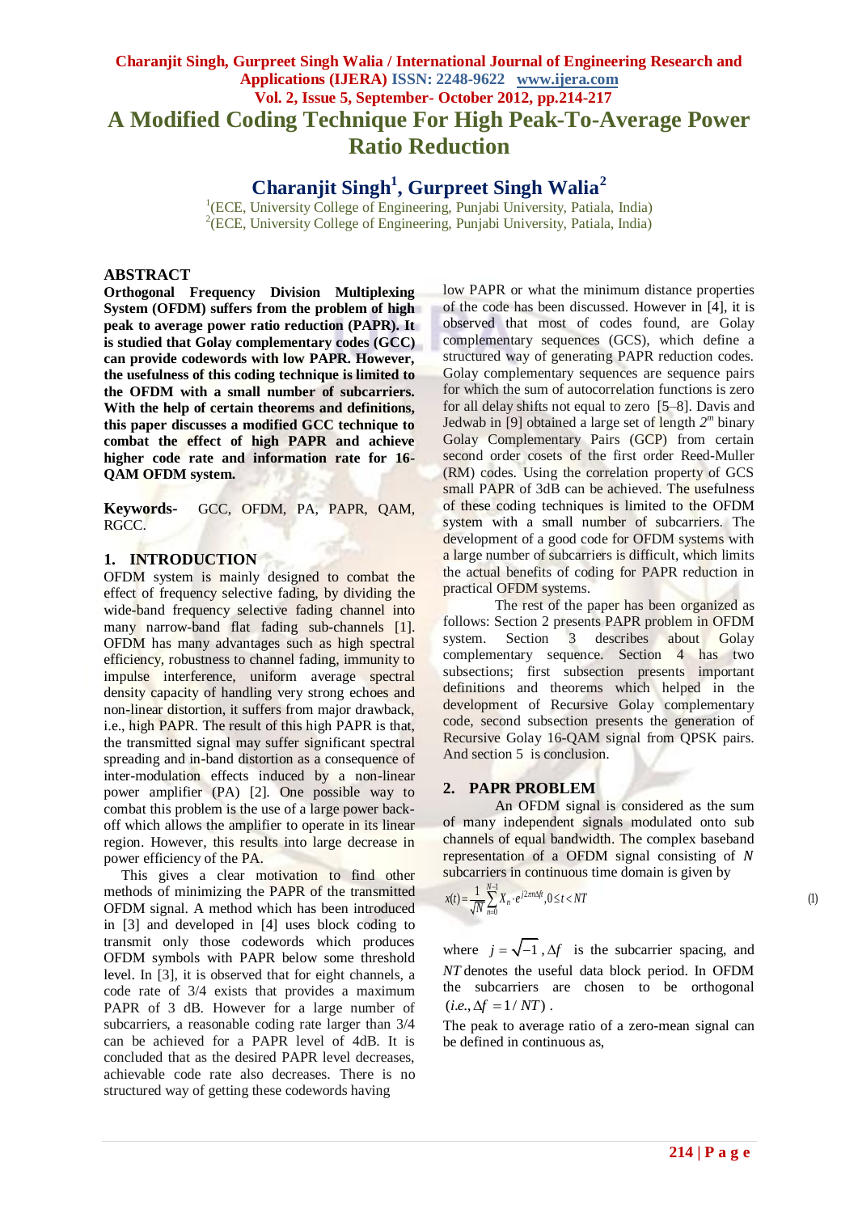# A Modified Coding Technique For High Peak-To-Average Power Ratio Reduction

## Charanjit Singh[1], Gurpreet Singh Walia[2]

[1](ECE, University College of Engineering, Punjabi University, Patiala, India)
[2](ECE, University College of Engineering, Punjabi University, Patiala, India)

## ABSTRACT

**Orthogonal Frequency Division Multiplexing System (OFDM) suffers from the problem of high peak to average power ratio reduction (PAPR). It is studied that Golay complementary codes (GCC) can provide codewords with low PAPR. However, the usefulness of this coding technique is limited to the OFDM with a small number of subcarriers. With the help of certain theorems and definitions, this paper discusses a modified GCC technique to combat the effect of high PAPR and achieve higher code rate and information rate for 16-QAM OFDM system.**

**Keywords-** GCC, OFDM, PA, PAPR, QAM, RGCC.

## 1. INTRODUCTION

OFDM system is mainly designed to combat the effect of frequency selective fading, by dividing the wide-band frequency selective fading channel into many narrow-band flat fading sub-channels [1]. OFDM has many advantages such as high spectral efficiency, robustness to channel fading, immunity to impulse interference, uniform average spectral density capacity of handling very strong echoes and non-linear distortion, it suffers from major drawback, i.e., high PAPR. The result of this high PAPR is that, the transmitted signal may suffer significant spectral spreading and in-band distortion as a consequence of inter-modulation effects induced by a non-linear power amplifier (PA) [2]. One possible way to combat this problem is the use of a large power back-off which allows the amplifier to operate in its linear region. However, this results into large decrease in power efficiency of the PA.

This gives a clear motivation to find other methods of minimizing the PAPR of the transmitted OFDM signal. A method which has been introduced in [3] and developed in [4] uses block coding to transmit only those codewords which produces OFDM symbols with PAPR below some threshold level. In [3], it is observed that for eight channels, a code rate of 3/4 exists that provides a maximum PAPR of 3 dB. However for a large number of subcarriers, a reasonable coding rate larger than 3/4 can be achieved for a PAPR level of 4dB. It is concluded that as the desired PAPR level decreases, achievable code rate also decreases. There is no structured way of getting these codewords having low PAPR or what the minimum distance properties of the code has been discussed. However in [4], it is observed that most of codes found, are Golay complementary sequences (GCS), which define a structured way of generating PAPR reduction codes. Golay complementary sequences are sequence pairs for which the sum of autocorrelation functions is zero for all delay shifts not equal to zero [5–8]. Davis and Jedwab in [9] obtained a large set of length $2^m$ binary Golay Complementary Pairs (GCP) from certain second order cosets of the first order Reed-Muller (RM) codes. Using the correlation property of GCS small PAPR of 3dB can be achieved. The usefulness of these coding techniques is limited to the OFDM system with a small number of subcarriers. The development of a good code for OFDM systems with a large number of subcarriers is difficult, which limits the actual benefits of coding for PAPR reduction in practical OFDM systems.

The rest of the paper has been organized as follows: Section 2 presents PAPR problem in OFDM system. Section 3 describes about Golay complementary sequence. Section 4 has two subsections; first subsection presents important definitions and theorems which helped in the development of Recursive Golay complementary code, second subsection presents the generation of Recursive Golay 16-QAM signal from QPSK pairs. And section 5 is conclusion.

## 2. PAPR PROBLEM

An OFDM signal is considered as the sum of many independent signals modulated onto sub channels of equal bandwidth. The complex baseband representation of a OFDM signal consisting of $N$ subcarriers in continuous time domain is given by

$$x(t) = \frac{1}{\sqrt{N}} \sum_{n=0}^{N-1} X_n \cdot e^{j2\pi n \Delta f t}, 0 \le t < NT \tag{1}$$

where $j = \sqrt{-1}$, $\Delta f$ is the subcarrier spacing, and $NT$ denotes the useful data block period. In OFDM the subcarriers are chosen to be orthogonal $(i.e., \Delta f = 1/NT)$.

The peak to average ratio of a zero-mean signal can be defined in continuous as,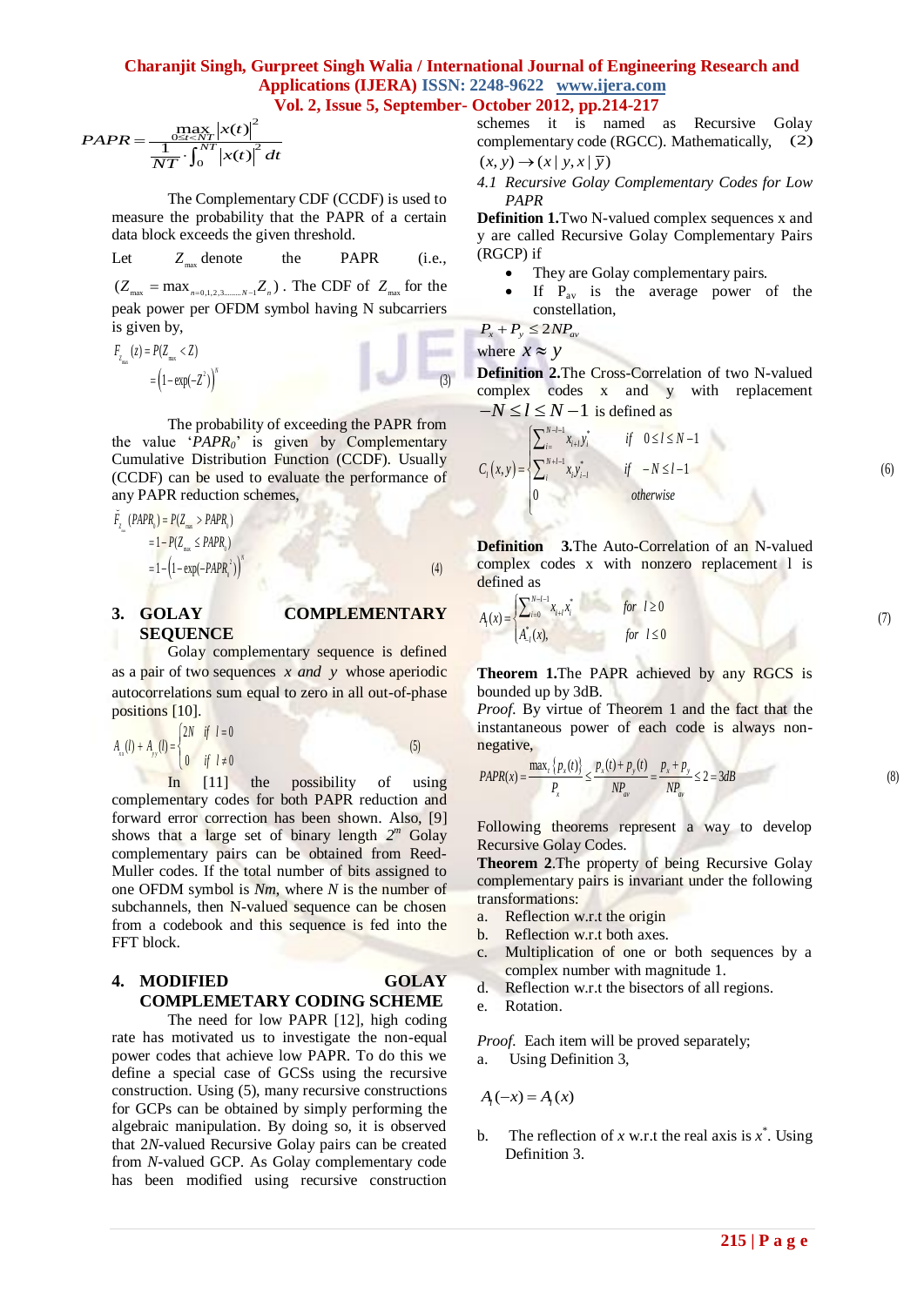$$PAPR = \frac{\max\limits_{0\le t < NT} |x(t)|^2}{\frac{1}{NT}\cdot\int_0^{NT} |x(t)|^2\, dt}$$

The Complementary CDF (CCDF) is used to measure the probability that the PAPR of a certain data block exceeds the given threshold.

Let $Z_{\max}$ denote the PAPR (i.e., $(Z_{\max} = \max_{n=0,1,2,3,\ldots,N-1} Z_n)$. The CDF of $Z_{\max}$ for the peak power per OFDM symbol having N subcarriers is given by,

$$F_{Z_{\max}}(z) = P(Z_{\max} < Z) = \left(1 - \exp(-Z^2)\right)^N \tag{3}$$

The probability of exceeding the PAPR from the value '*PAPR₀*' is given by Complementary Cumulative Distribution Function (CCDF). Usually (CCDF) can be used to evaluate the performance of any PAPR reduction schemes,

$$\tilde{F}_{Z_{\max}}(PAPR_0) = P(Z_{\max} > PAPR_0) = 1 - P(Z_{\max} \le PAPR_0) = 1 - \left(1 - \exp(-PAPR_0^2)\right)^N \tag{4}$$

## 3. GOLAY COMPLEMENTARY SEQUENCE

Golay complementary sequence is defined as a pair of two sequences $x$ *and* $y$ whose aperiodic autocorrelations sum equal to zero in all out-of-phase positions [10].

$$A_{xx}(l) + A_{yy}(l) = \begin{cases} 2N & \text{if } l = 0 \\ 0 & \text{if } l \neq 0 \end{cases} \tag{5}$$

In [11] the possibility of using complementary codes for both PAPR reduction and forward error correction has been shown. Also, [9] shows that a large set of binary length $2^m$ Golay complementary pairs can be obtained from Reed-Muller codes. If the total number of bits assigned to one OFDM symbol is *Nm*, where *N* is the number of subchannels, then N-valued sequence can be chosen from a codebook and this sequence is fed into the FFT block.

## 4. MODIFIED GOLAY COMPLEMETARY CODING SCHEME

The need for low PAPR [12], high coding rate has motivated us to investigate the non-equal power codes that achieve low PAPR. To do this we define a special case of GCSs using the recursive construction. Using (5), many recursive constructions for GCPs can be obtained by simply performing the algebraic manipulation. By doing so, it is observed that 2*N*-valued Recursive Golay pairs can be created from *N*-valued GCP. As Golay complementary code has been modified using recursive construction schemes it is named as Recursive Golay complementary code (RGCC). Mathematically, (2)

$$(x, y) \rightarrow (x \mid y, x \mid \overline{y})$$

### *4.1 Recursive Golay Complementary Codes for Low PAPR*

**Definition 1.** Two N-valued complex sequences x and y are called Recursive Golay Complementary Pairs (RGCP) if

- They are Golay complementary pairs.
- If $P_{av}$ is the average power of the constellation,

$$P_x + P_y \le 2NP_{av}$$

where $x \approx y$

**Definition 2.** The Cross-Correlation of two N-valued complex codes x and y with replacement $-N \le l \le N-1$ is defined as

$$C_l(x,y) = \begin{cases} \sum_{i=}^{N-l-1} x_{i+l} y_i^* & \text{if } 0 \le l \le N-1 \\ \sum_{i}^{N+l-1} x_i y_{i-l}^* & \text{if } -N \le l - 1 \\ 0 & \text{otherwise} \end{cases} \tag{6}$$

**Definition 3.** The Auto-Correlation of an N-valued complex codes x with nonzero replacement l is defined as

$$A_l(x) = \begin{cases} \sum_{i=0}^{N-l-1} x_{i+l} x_i^* & \text{for } l \ge 0 \\ A_{-l}^*(x), & \text{for } l \le 0 \end{cases} \tag{7}$$

**Theorem 1.** The PAPR achieved by any RGCS is bounded up by 3dB.

*Proof.* By virtue of Theorem 1 and the fact that the instantaneous power of each code is always non-negative,

$$PAPR(x) = \frac{\max_t \{p_x(t)\}}{P_x} \le \frac{p_x(t) + p_y(t)}{NP_{av}} = \frac{p_x + p_y}{NP_{av}} \le 2 = 3dB \tag{8}$$

Following theorems represent a way to develop Recursive Golay Codes.

**Theorem 2.** The property of being Recursive Golay complementary pairs is invariant under the following transformations:

a. Reflection w.r.t the origin
b. Reflection w.r.t both axes.
c. Multiplication of one or both sequences by a complex number with magnitude 1.
d. Reflection w.r.t the bisectors of all regions.
e. Rotation.

*Proof.* Each item will be proved separately;

a. Using Definition 3,

$$A_l(-x) = A_l(x)$$

b. The reflection of *x* w.r.t the real axis is $x^*$. Using Definition 3.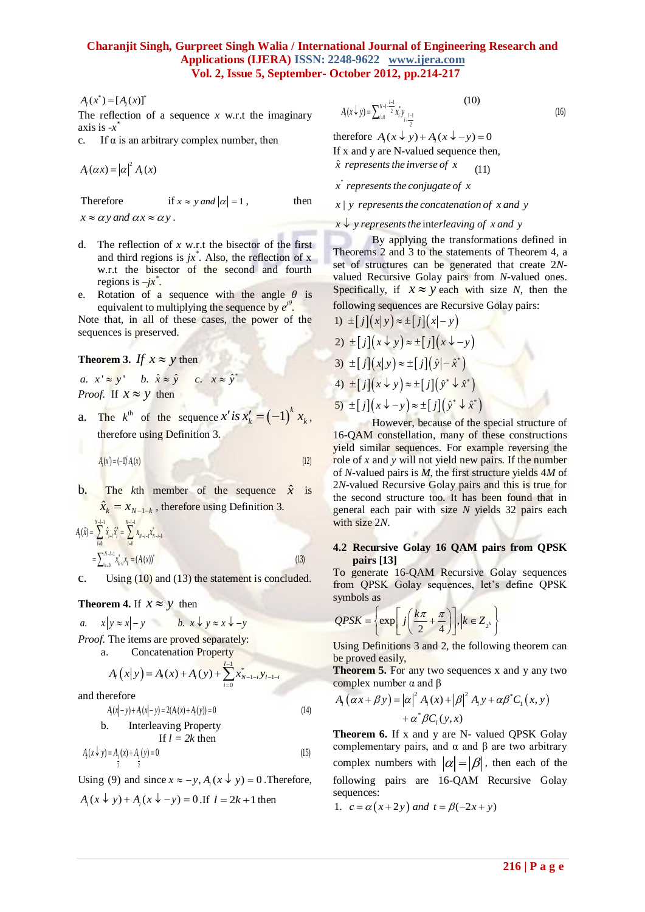$A_l(x^*) = [A_l(x)]^*$

The reflection of a sequence $x$ w.r.t the imaginary axis is $-x^*$

c. If α is an arbitrary complex number, then

$$A_l(\alpha x) = |\alpha|^2 A_l(x)$$

Therefore if $x \approx y$ and $|\alpha| = 1$, then $x \approx \alpha y$ and $\alpha x \approx \alpha y$.

d. The reflection of $x$ w.r.t the bisector of the first and third regions is $jx^*$. Also, the reflection of x w.r.t the bisector of the second and fourth regions is $-jx^*$.

e. Rotation of a sequence with the angle $\theta$ is equivalent to multiplying the sequence by $e^{j\theta}$.

Note that, in all of these cases, the power of the sequences is preserved.

**Theorem 3.** *If* $x \approx y$ then

*a.* $x' \approx y'$ *b.* $\hat{x} \approx \hat{y}$ *c.* $x \approx \hat{y}^*$

*Proof.* If $x \approx y$ then

a. The $k^{th}$ of the sequence $x'$ is $x'_k = (-1)^k x_k$, therefore using Definition 3.

$$A_l(x') = (-1)^l A_l(x) \tag{12}$$

b. The $k$th member of the sequence $\hat{x}$ is $\hat{x}_k = x_{N-1-k}$, therefore using Definition 3.

$$A_l(\hat{x}) = \sum_{i=0}^{N-l-1} \hat{x}_{i+l}\hat{x}_i^* = \sum_{i=0}^{N-l-1} x_{N-1-i-l} x^*_{N-i-1}$$
$$= \sum_{k=0}^{N-l-1} x^*_{k+l} x_k = (A_l(x))^* \tag{13}$$

c. Using (10) and (13) the statement is concluded.

**Theorem 4.** If $x \approx y$ then

*a.* $x|y \approx x|-y$ *b.* $x \downarrow y \approx x \downarrow -y$

*Proof.* The items are proved separately:

a. Concatenation Property

$$A_l(x|y) = A_l(x) + A_l(y) + \sum_{i=0}^{l-1} x^*_{N-1-i} y_{l-1-i}$$

and therefore

$$A_l(x|-y) + A_l(x|-y) = 2(A_l(x) + A_l(y)) = 0 \tag{14}$$

b. Interleaving Property

If $l = 2k$ then

$$A_l(x \downarrow y) = A_{\frac{l}{2}}(x) + A_{\frac{l}{2}}(y) = 0 \tag{15}$$

Using (9) and since $x \approx -y$, $A_l(x \downarrow y) = 0$. Therefore, $A_l(x \downarrow y) + A_l(x \downarrow -y) = 0$. If $l = 2k+1$ then

$$A_l(x \downarrow y) = \sum_{i=0}^{N-1-\frac{l-1}{2}} x_i^* y_{i+\frac{l-1}{2}} \tag{16}$$

therefore $A_l(x \downarrow y) + A_l(x \downarrow -y) = 0$

If x and y are N-valued sequence then,

$\hat{x}$ *represents the inverse of* $x$ (11)

$x^*$ *represents the conjugate of* $x$

$x|y$ *represents the concatenation of* $x$ *and* $y$

$x \downarrow y$ *represents the interleaving of* $x$ *and* $y$

By applying the transformations defined in Theorems 2 and 3 to the statements of Theorem 4, a set of structures can be generated that create 2*N*-valued Recursive Golay pairs from *N*-valued ones. Specifically, if $x \approx y$ each with size *N*, then the following sequences are Recursive Golay pairs:

1) $\pm[j](x|y) \approx \pm[j](x|-y)$
2) $\pm[j](x \downarrow y) \approx \pm[j](x \downarrow -y)$
3) $\pm[j](x|y) \approx \pm[j](\hat{y}|-\hat{x}^*)$
4) $\pm[j](x \downarrow y) \approx \pm[j](\hat{y}^* \downarrow \hat{x}^*)$
5) $\pm[j](x \downarrow -y) \approx \pm[j](\hat{y}^* \downarrow \hat{x}^*)$

However, because of the special structure of 16-QAM constellation, many of these constructions yield similar sequences. For example reversing the role of *x* and *y* will not yield new pairs. If the number of *N*-valued pairs is *M*, the first structure yields 4*M* of 2*N*-valued Recursive Golay pairs and this is true for the second structure too. It has been found that in general each pair with size *N* yields 32 pairs each with size 2*N*.

### 4.2 Recursive Golay 16 QAM pairs from QPSK pairs [13]

To generate 16-QAM Recursive Golay sequences from QPSK Golay sequences, let's define QPSK symbols as

$$QPSK = \left\{ \exp\left[ j\left( \frac{k\pi}{2} + \frac{\pi}{4} \right) \right], k \in Z_{2^b} \right\}$$

Using Definitions 3 and 2, the following theorem can be proved easily,

**Theorem 5.** For any two sequences x and y any two complex number α and β

$$A_l(\alpha x + \beta y) = |\alpha|^2 A_l(x) + |\beta|^2 A_l y + \alpha\beta^* C_l(x, y)$$
$$+ \alpha^* \beta C_l(y, x)$$

**Theorem 6.** If x and y are N- valued QPSK Golay complementary pairs, and α and β are two arbitrary complex numbers with $|\alpha| = |\beta|$, then each of the following pairs are 16-QAM Recursive Golay sequences:

1. $c = \alpha(x + 2y)$ *and* $t = \beta(-2x + y)$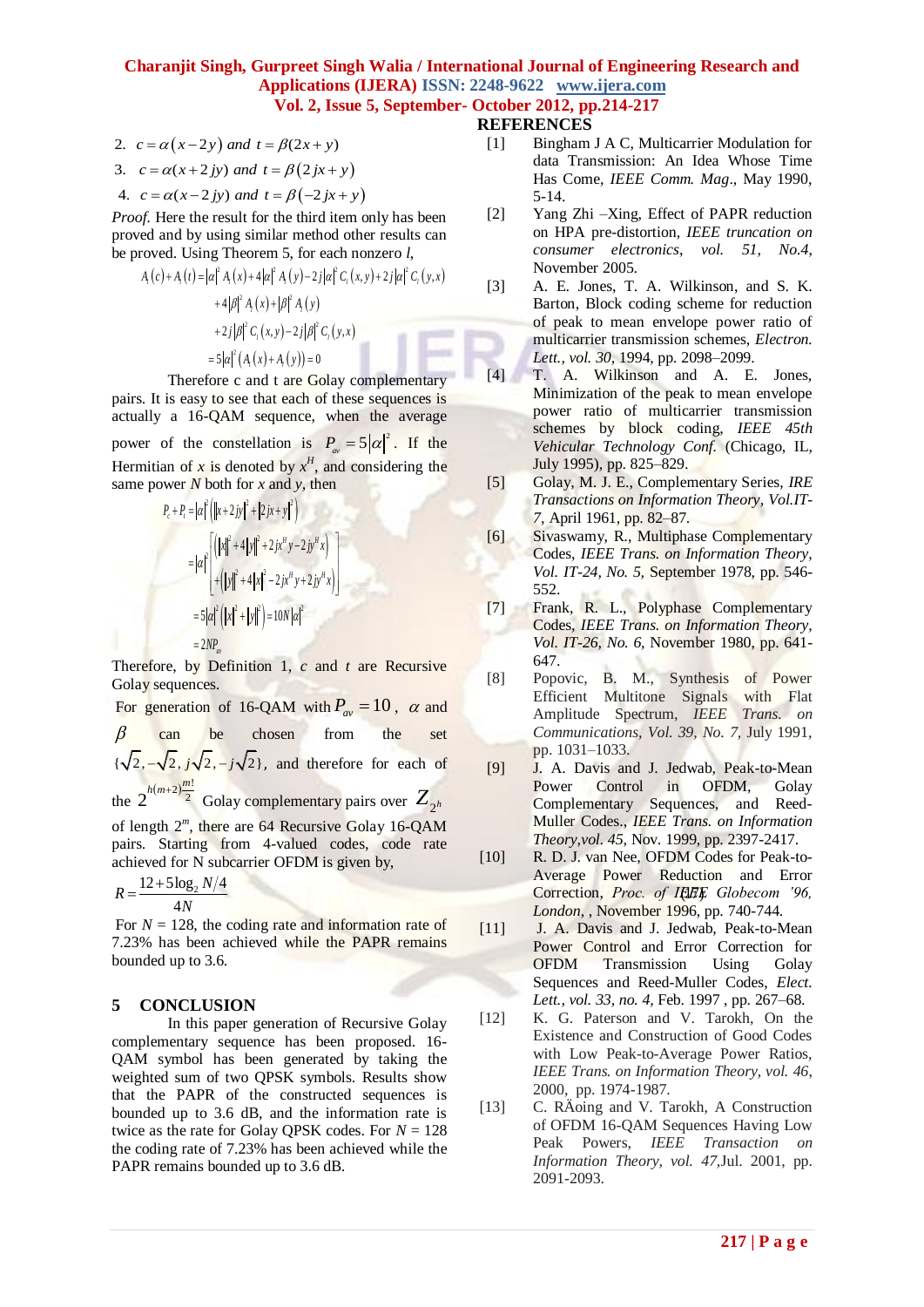2. $c = \alpha(x - 2y)$ and $t = \beta(2x + y)$
3. $c = \alpha(x + 2jy)$ and $t = \beta(2jx + y)$
4. $c = \alpha(x - 2jy)$ and $t = \beta(-2jx + y)$

*Proof.* Here the result for the third item only has been proved and by using similar method other results can be proved. Using Theorem 5, for each nonzero *l*,

$$
\begin{aligned}
A_l(c)+A_l(t) &= |\alpha|^2 A_l(x) + 4|\alpha|^2 A_l(y) - 2j|\alpha|^2 C_l(x,y) + 2j|\alpha|^2 C_l(y,x) \\
&\quad + 4|\beta|^2 A_l(x) + |\beta|^2 A_l(y) \\
&\quad + 2j|\beta|^2 C_l(x,y) - 2j|\beta|^2 C_l(y,x) \\
&= 5|\alpha|^2 \left(A_l(x) + A_l(y)\right) = 0
\end{aligned}
$$

Therefore c and t are Golay complementary pairs. It is easy to see that each of these sequences is actually a 16-QAM sequence, when the average power of the constellation is $P_{av} = 5|\alpha|^2$. If the Hermitian of *x* is denoted by $x^H$, and considering the same power *N* both for *x* and *y*, then

$$
\begin{aligned}
P_c + P_t &= |\alpha|^2 \left( \|x + 2jy\|^2 + \|2jx + y\|^2 \right) \\
&= |\alpha|^2 \begin{bmatrix} \left( \|x\|^2 + 4\|y\|^2 + 2jx^H y - 2jy^H x \right) \\ + \left( \|y\|^2 + 4\|x\|^2 - 2jx^H y + 2jy^H x \right) \end{bmatrix} \\
&= 5|\alpha|^2 \left( \|x\|^2 + \|y\|^2 \right) = 10N|\alpha|^2 \\
&= 2NP_{av}
\end{aligned}
$$

Therefore, by Definition 1, *c* and *t* are Recursive Golay sequences.

For generation of 16-QAM with $P_{av} = 10$, $\alpha$ and $\beta$ can be chosen from the set $\{\sqrt{2}, -\sqrt{2}, j\sqrt{2}, -j\sqrt{2}\}$, and therefore for each of the $2^{h(m+2)}\frac{m!}{2}$ Golay complementary pairs over $Z_{2^h}$ of length $2^m$, there are 64 Recursive Golay 16-QAM pairs. Starting from 4-valued codes, code rate achieved for N subcarrier OFDM is given by,

$$
R = \frac{12 + 5\log_2 N/4}{4N}
$$

For *N* = 128, the coding rate and information rate of 7.23% has been achieved while the PAPR remains bounded up to 3.6.

## 5 CONCLUSION

In this paper generation of Recursive Golay complementary sequence has been proposed. 16-QAM symbol has been generated by taking the weighted sum of two QPSK symbols. Results show that the PAPR of the constructed sequences is bounded up to 3.6 dB, and the information rate is twice as the rate for Golay QPSK codes. For *N* = 128 the coding rate of 7.23% has been achieved while the PAPR remains bounded up to 3.6 dB.

## REFERENCES

[1] Bingham J A C, Multicarrier Modulation for data Transmission: An Idea Whose Time Has Come, *IEEE Comm. Mag*., May 1990, 5-14.

[2] Yang Zhi –Xing, Effect of PAPR reduction on HPA pre-distortion, *IEEE truncation on consumer electronics, vol. 51, No.4,* November 2005.

[3] A. E. Jones, T. A. Wilkinson, and S. K. Barton, Block coding scheme for reduction of peak to mean envelope power ratio of multicarrier transmission schemes, *Electron. Lett., vol. 30*, 1994, pp. 2098–2099.

[4] T. A. Wilkinson and A. E. Jones, Minimization of the peak to mean envelope power ratio of multicarrier transmission schemes by block coding, *IEEE 45th Vehicular Technology Conf.* (Chicago, IL, July 1995), pp. 825–829.

[5] Golay, M. J. E., Complementary Series, *IRE Transactions on Information Theory, Vol.IT-7,* April 1961, pp. 82–87.

[6] Sivaswamy, R., Multiphase Complementary Codes, *IEEE Trans. on Information Theory, Vol. IT-24, No. 5,* September 1978, pp. 546-552.

[7] Frank, R. L., Polyphase Complementary Codes, *IEEE Trans. on Information Theory, Vol. IT-26, No. 6,* November 1980, pp. 641-647.

[8] Popovic, B. M., Synthesis of Power Efficient Multitone Signals with Flat Amplitude Spectrum, *IEEE Trans. on Communications, Vol. 39, No. 7,* July 1991, pp. 1031–1033.

[9] J. A. Davis and J. Jedwab, Peak-to-Mean Power Control in OFDM, Golay Complementary Sequences, and Reed-Muller Codes., *IEEE Trans. on Information Theory,vol. 45,* Nov. 1999, pp. 2397-2417.

[10] R. D. J. van Nee, OFDM Codes for Peak-to-Average Power Reduction and Error Correction, *Proc. of IEEE Globecom '96, London,* , November 1996, pp. 740-744.

[11] J. A. Davis and J. Jedwab, Peak-to-Mean Power Control and Error Correction for OFDM Transmission Using Golay Sequences and Reed-Muller Codes, *Elect. Lett., vol. 33, no. 4,* Feb. 1997 , pp. 267–68.

[12] K. G. Paterson and V. Tarokh, On the Existence and Construction of Good Codes with Low Peak-to-Average Power Ratios, *IEEE Trans. on Information Theory, vol. 46,* 2000, pp. 1974-1987.

[13] C. RÄoing and V. Tarokh, A Construction of OFDM 16-QAM Sequences Having Low Peak Powers, *IEEE Transaction on Information Theory, vol. 47,*Jul. 2001, pp. 2091-2093.